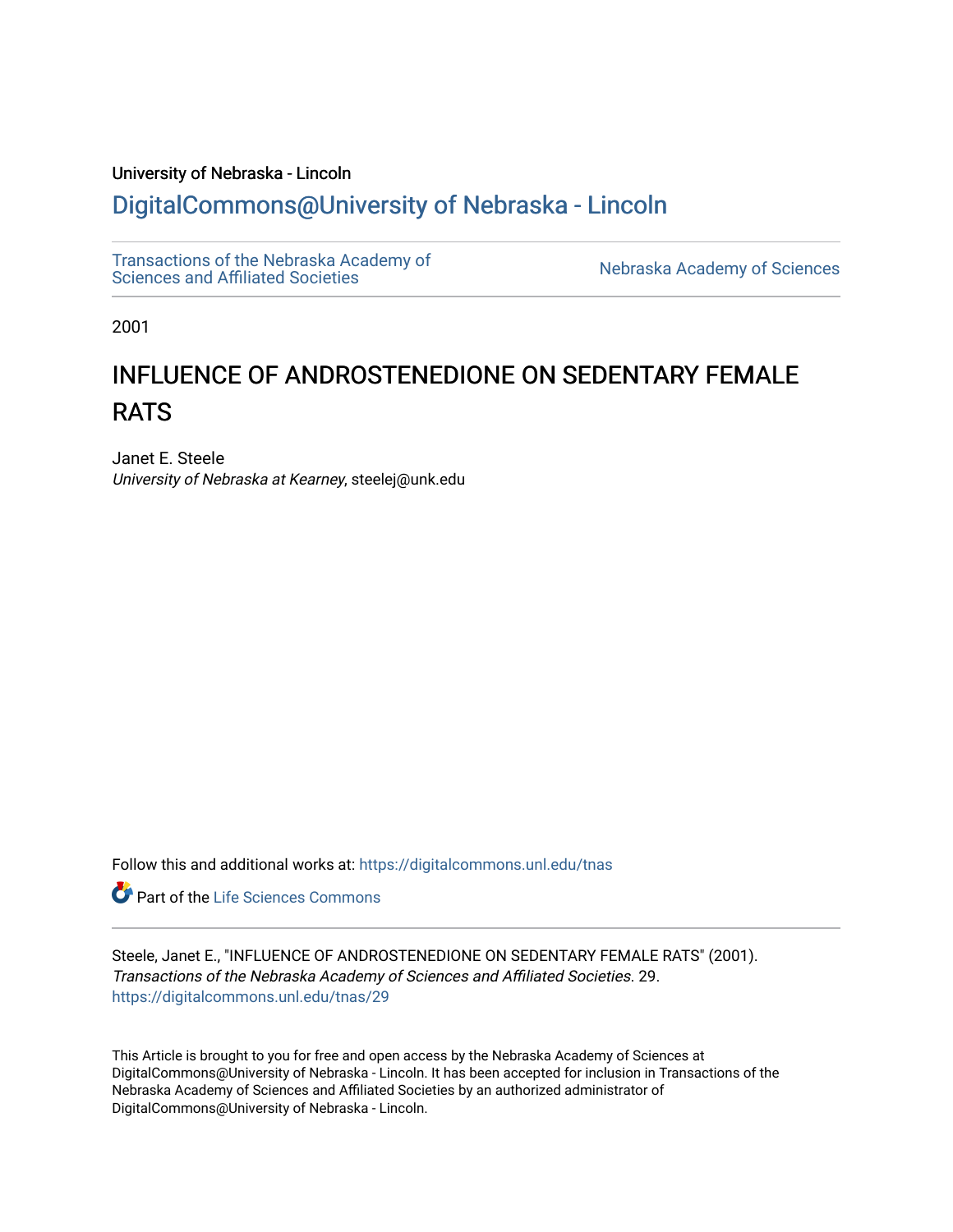University of Nebraska - Lincoln

DigitalCommons@University of Nebraska - Lincoln

Transactions of the Nebraska Academy of Sciences and Affiliated Societies

Nebraska Academy of Sciences

2001

# INFLUENCE OF ANDROSTENEDIONE ON SEDENTARY FEMALE RATS

Janet E. Steele
*University of Nebraska at Kearney*, steelej@unk.edu

Follow this and additional works at: https://digitalcommons.unl.edu/tnas

Part of the Life Sciences Commons

Steele, Janet E., "INFLUENCE OF ANDROSTENEDIONE ON SEDENTARY FEMALE RATS" (2001). *Transactions of the Nebraska Academy of Sciences and Affiliated Societies*. 29.
https://digitalcommons.unl.edu/tnas/29

This Article is brought to you for free and open access by the Nebraska Academy of Sciences at DigitalCommons@University of Nebraska - Lincoln. It has been accepted for inclusion in Transactions of the Nebraska Academy of Sciences and Affiliated Societies by an authorized administrator of DigitalCommons@University of Nebraska - Lincoln.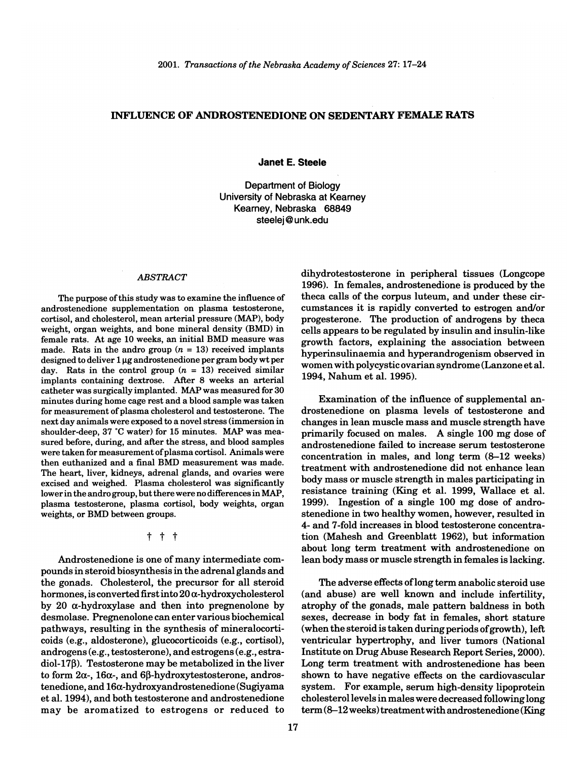# INFLUENCE OF ANDROSTENEDIONE ON SEDENTARY FEMALE RATS

**Janet E. Steele**

Department of Biology
University of Nebraska at Kearney
Kearney, Nebraska 68849
steelej@unk.edu

## *ABSTRACT*

The purpose of this study was to examine the influence of androstenedione supplementation on plasma testosterone, cortisol, and cholesterol, mean arterial pressure (MAP), body weight, organ weights, and bone mineral density (BMD) in female rats. At age 10 weeks, an initial BMD measure was made. Rats in the andro group ($n$ = 13) received implants designed to deliver 1 μg androstenedione per gram body wt per day. Rats in the control group ($n$ = 13) received similar implants containing dextrose. After 8 weeks an arterial catheter was surgically implanted. MAP was measured for 30 minutes during home cage rest and a blood sample was taken for measurement of plasma cholesterol and testosterone. The next day animals were exposed to a novel stress (immersion in shoulder-deep, 37 °C water) for 15 minutes. MAP was measured before, during, and after the stress, and blood samples were taken for measurement of plasma cortisol. Animals were then euthanized and a final BMD measurement was made. The heart, liver, kidneys, adrenal glands, and ovaries were excised and weighed. Plasma cholesterol was significantly lower in the andro group, but there were no differences in MAP, plasma testosterone, plasma cortisol, body weights, organ weights, or BMD between groups.

† † †

Androstenedione is one of many intermediate compounds in steroid biosynthesis in the adrenal glands and the gonads. Cholesterol, the precursor for all steroid hormones, is converted first into 20 α-hydroxycholesterol by 20 α-hydroxylase and then into pregnenolone by desmolase. Pregnenolone can enter various biochemical pathways, resulting in the synthesis of mineralocorticoids (e.g., aldosterone), glucocorticoids (e.g., cortisol), androgens (e.g., testosterone), and estrogens (e.g., estradiol-17β). Testosterone may be metabolized in the liver to form 2α-, 16α-, and 6β-hydroxytestosterone, androstenedione, and 16α-hydroxyandrostenedione (Sugiyama et al. 1994), and both testosterone and androstenedione may be aromatized to estrogens or reduced to dihydrotestosterone in peripheral tissues (Longcope 1996). In females, androstenedione is produced by the theca calls of the corpus luteum, and under these circumstances it is rapidly converted to estrogen and/or progesterone. The production of androgens by theca cells appears to be regulated by insulin and insulin-like growth factors, explaining the association between hyperinsulinaemia and hyperandrogenism observed in women with polycystic ovarian syndrome (Lanzone et al. 1994, Nahum et al. 1995).

Examination of the influence of supplemental androstenedione on plasma levels of testosterone and changes in lean muscle mass and muscle strength have primarily focused on males. A single 100 mg dose of androstenedione failed to increase serum testosterone concentration in males, and long term (8–12 weeks) treatment with androstenedione did not enhance lean body mass or muscle strength in males participating in resistance training (King et al. 1999, Wallace et al. 1999). Ingestion of a single 100 mg dose of androstenedione in two healthy women, however, resulted in 4- and 7-fold increases in blood testosterone concentration (Mahesh and Greenblatt 1962), but information about long term treatment with androstenedione on lean body mass or muscle strength in females is lacking.

The adverse effects of long term anabolic steroid use (and abuse) are well known and include infertility, atrophy of the gonads, male pattern baldness in both sexes, decrease in body fat in females, short stature (when the steroid is taken during periods of growth), left ventricular hypertrophy, and liver tumors (National Institute on Drug Abuse Research Report Series, 2000). Long term treatment with androstenedione has been shown to have negative effects on the cardiovascular system. For example, serum high-density lipoprotein cholesterol levels in males were decreased following long term (8–12 weeks) treatment with androstenedione (King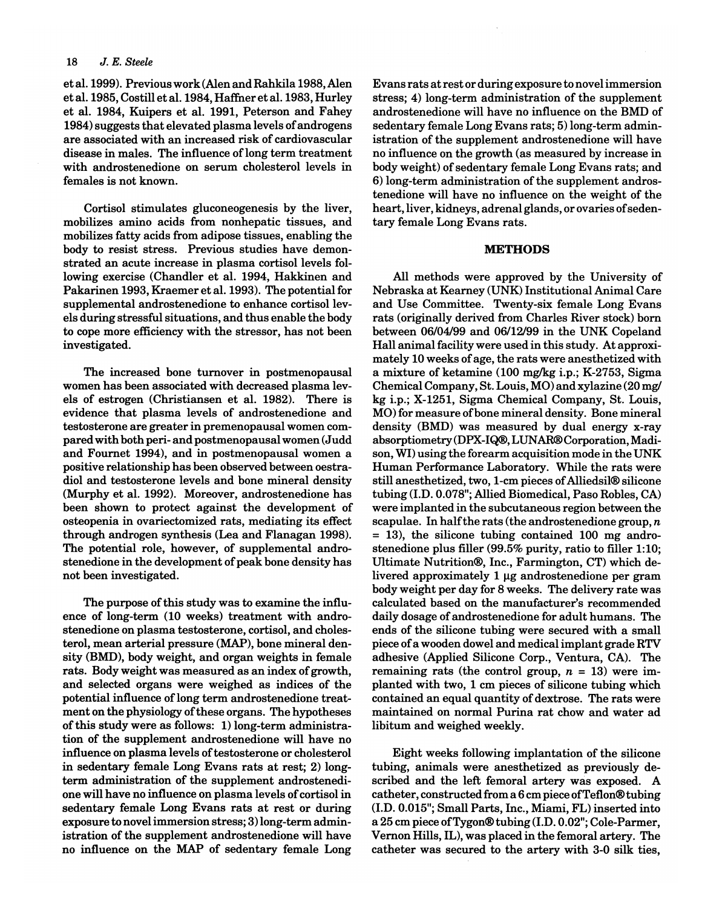et al. 1999). Previous work (Alen and Rahkila 1988, Alen et al. 1985, Costill et al. 1984, Haffner et al. 1983, Hurley et al. 1984, Kuipers et al. 1991, Peterson and Fahey 1984) suggests that elevated plasma levels of androgens are associated with an increased risk of cardiovascular disease in males. The influence of long term treatment with androstenedione on serum cholesterol levels in females is not known.

Cortisol stimulates gluconeogenesis by the liver, mobilizes amino acids from nonhepatic tissues, and mobilizes fatty acids from adipose tissues, enabling the body to resist stress. Previous studies have demonstrated an acute increase in plasma cortisol levels following exercise (Chandler et al. 1994, Hakkinen and Pakarinen 1993, Kraemer et al. 1993). The potential for supplemental androstenedione to enhance cortisol levels during stressful situations, and thus enable the body to cope more efficiency with the stressor, has not been investigated.

The increased bone turnover in postmenopausal women has been associated with decreased plasma levels of estrogen (Christiansen et al. 1982). There is evidence that plasma levels of androstenedione and testosterone are greater in premenopausal women compared with both peri- and postmenopausal women (Judd and Fournet 1994), and in postmenopausal women a positive relationship has been observed between oestradiol and testosterone levels and bone mineral density (Murphy et al. 1992). Moreover, androstenedione has been shown to protect against the development of osteopenia in ovariectomized rats, mediating its effect through androgen synthesis (Lea and Flanagan 1998). The potential role, however, of supplemental androstenedione in the development of peak bone density has not been investigated.

The purpose of this study was to examine the influence of long-term (10 weeks) treatment with androstenedione on plasma testosterone, cortisol, and cholesterol, mean arterial pressure (MAP), bone mineral density (BMD), body weight, and organ weights in female rats. Body weight was measured as an index of growth, and selected organs were weighed as indices of the potential influence of long term androstenedione treatment on the physiology of these organs. The hypotheses of this study were as follows: 1) long-term administration of the supplement androstenedione will have no influence on plasma levels of testosterone or cholesterol in sedentary female Long Evans rats at rest; 2) long-term administration of the supplement androstenedione will have no influence on plasma levels of cortisol in sedentary female Long Evans rats at rest or during exposure to novel immersion stress; 3) long-term administration of the supplement androstenedione will have no influence on the MAP of sedentary female Long Evans rats at rest or during exposure to novel immersion stress; 4) long-term administration of the supplement androstenedione will have no influence on the BMD of sedentary female Long Evans rats; 5) long-term administration of the supplement androstenedione will have no influence on the growth (as measured by increase in body weight) of sedentary female Long Evans rats; and 6) long-term administration of the supplement androstenedione will have no influence on the weight of the heart, liver, kidneys, adrenal glands, or ovaries of sedentary female Long Evans rats.

## METHODS

All methods were approved by the University of Nebraska at Kearney (UNK) Institutional Animal Care and Use Committee. Twenty-six female Long Evans rats (originally derived from Charles River stock) born between 06/04/99 and 06/12/99 in the UNK Copeland Hall animal facility were used in this study. At approximately 10 weeks of age, the rats were anesthetized with a mixture of ketamine (100 mg/kg i.p.; K-2753, Sigma Chemical Company, St. Louis, MO) and xylazine (20 mg/kg i.p.; X-1251, Sigma Chemical Company, St. Louis, MO) for measure of bone mineral density. Bone mineral density (BMD) was measured by dual energy x-ray absorptiometry (DPX-IQ®, LUNAR® Corporation, Madison, WI) using the forearm acquisition mode in the UNK Human Performance Laboratory. While the rats were still anesthetized, two, 1-cm pieces of Alliedsil® silicone tubing (I.D. 0.078"; Allied Biomedical, Paso Robles, CA) were implanted in the subcutaneous region between the scapulae. In half the rats (the androstenedione group, $n = 13$), the silicone tubing contained 100 mg androstenedione plus filler (99.5% purity, ratio to filler 1:10; Ultimate Nutrition®, Inc., Farmington, CT) which delivered approximately 1 μg androstenedione per gram body weight per day for 8 weeks. The delivery rate was calculated based on the manufacturer's recommended daily dosage of androstenedione for adult humans. The ends of the silicone tubing were secured with a small piece of a wooden dowel and medical implant grade RTV adhesive (Applied Silicone Corp., Ventura, CA). The remaining rats (the control group, $n = 13$) were implanted with two, 1 cm pieces of silicone tubing which contained an equal quantity of dextrose. The rats were maintained on normal Purina rat chow and water ad libitum and weighed weekly.

Eight weeks following implantation of the silicone tubing, animals were anesthetized as previously described and the left femoral artery was exposed. A catheter, constructed from a 6 cm piece of Teflon® tubing (I.D. 0.015"; Small Parts, Inc., Miami, FL) inserted into a 25 cm piece of Tygon® tubing (I.D. 0.02"; Cole-Parmer, Vernon Hills, IL), was placed in the femoral artery. The catheter was secured to the artery with 3-0 silk ties,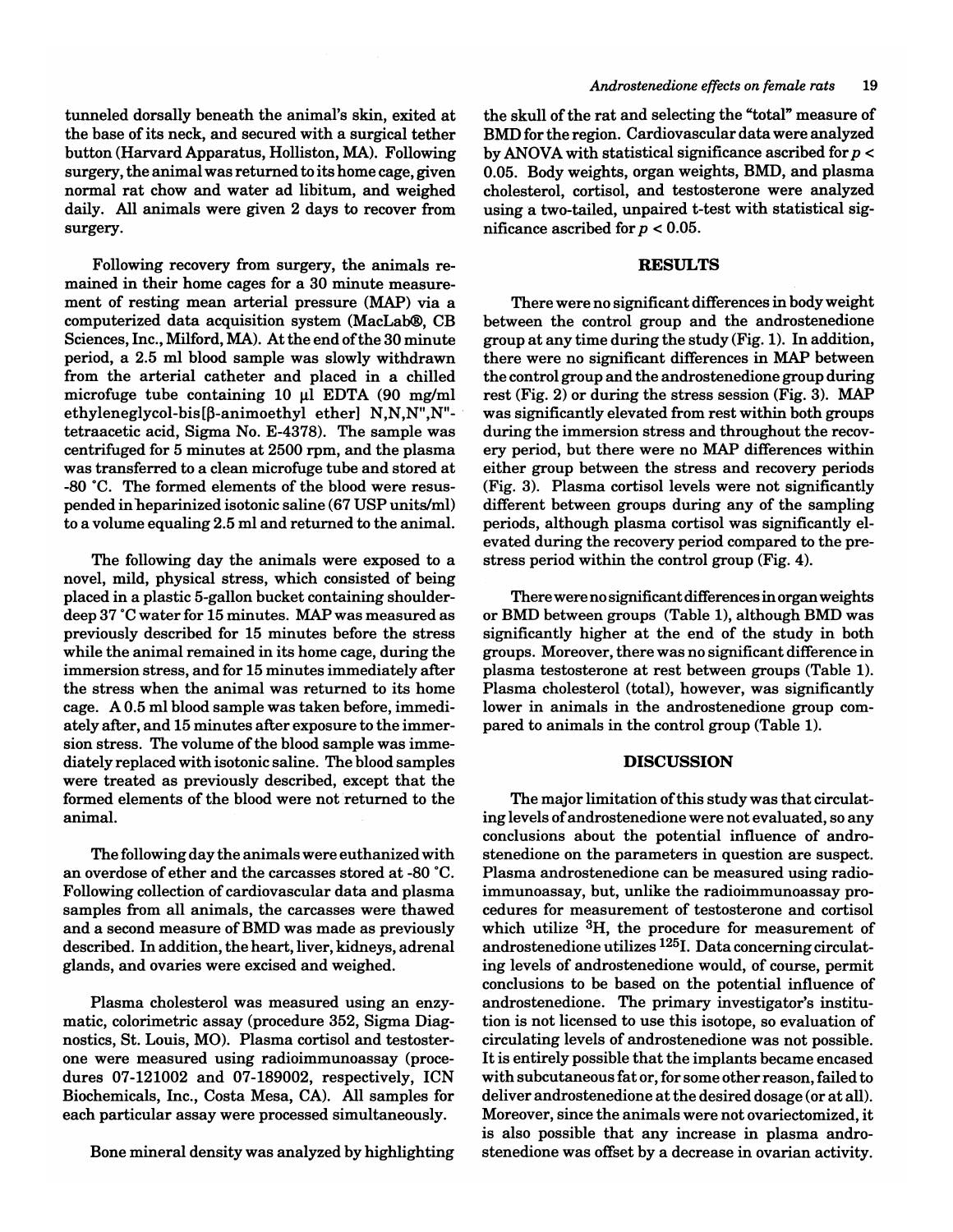tunneled dorsally beneath the animal's skin, exited at the base of its neck, and secured with a surgical tether button (Harvard Apparatus, Holliston, MA). Following surgery, the animal was returned to its home cage, given normal rat chow and water ad libitum, and weighed daily. All animals were given 2 days to recover from surgery.

Following recovery from surgery, the animals remained in their home cages for a 30 minute measurement of resting mean arterial pressure (MAP) via a computerized data acquisition system (MacLab®, CB Sciences, Inc., Milford, MA). At the end of the 30 minute period, a 2.5 ml blood sample was slowly withdrawn from the arterial catheter and placed in a chilled microfuge tube containing 10 µl EDTA (90 mg/ml ethyleneglycol-bis[β-animoethyl ether] N,N,N",N"-tetraacetic acid, Sigma No. E-4378). The sample was centrifuged for 5 minutes at 2500 rpm, and the plasma was transferred to a clean microfuge tube and stored at -80 °C. The formed elements of the blood were resuspended in heparinized isotonic saline (67 USP units/ml) to a volume equaling 2.5 ml and returned to the animal.

The following day the animals were exposed to a novel, mild, physical stress, which consisted of being placed in a plastic 5-gallon bucket containing shoulder-deep 37 °C water for 15 minutes. MAP was measured as previously described for 15 minutes before the stress while the animal remained in its home cage, during the immersion stress, and for 15 minutes immediately after the stress when the animal was returned to its home cage. A 0.5 ml blood sample was taken before, immediately after, and 15 minutes after exposure to the immersion stress. The volume of the blood sample was immediately replaced with isotonic saline. The blood samples were treated as previously described, except that the formed elements of the blood were not returned to the animal.

The following day the animals were euthanized with an overdose of ether and the carcasses stored at -80 °C. Following collection of cardiovascular data and plasma samples from all animals, the carcasses were thawed and a second measure of BMD was made as previously described. In addition, the heart, liver, kidneys, adrenal glands, and ovaries were excised and weighed.

Plasma cholesterol was measured using an enzymatic, colorimetric assay (procedure 352, Sigma Diagnostics, St. Louis, MO). Plasma cortisol and testosterone were measured using radioimmunoassay (procedures 07-121002 and 07-189002, respectively, ICN Biochemicals, Inc., Costa Mesa, CA). All samples for each particular assay were processed simultaneously.

Bone mineral density was analyzed by highlighting the skull of the rat and selecting the "total" measure of BMD for the region. Cardiovascular data were analyzed by ANOVA with statistical significance ascribed for $p < 0.05$. Body weights, organ weights, BMD, and plasma cholesterol, cortisol, and testosterone were analyzed using a two-tailed, unpaired t-test with statistical significance ascribed for $p < 0.05$.

## RESULTS

There were no significant differences in body weight between the control group and the androstenedione group at any time during the study (Fig. 1). In addition, there were no significant differences in MAP between the control group and the androstenedione group during rest (Fig. 2) or during the stress session (Fig. 3). MAP was significantly elevated from rest within both groups during the immersion stress and throughout the recovery period, but there were no MAP differences within either group between the stress and recovery periods (Fig. 3). Plasma cortisol levels were not significantly different between groups during any of the sampling periods, although plasma cortisol was significantly elevated during the recovery period compared to the pre-stress period within the control group (Fig. 4).

There were no significant differences in organ weights or BMD between groups (Table 1), although BMD was significantly higher at the end of the study in both groups. Moreover, there was no significant difference in plasma testosterone at rest between groups (Table 1). Plasma cholesterol (total), however, was significantly lower in animals in the androstenedione group compared to animals in the control group (Table 1).

## DISCUSSION

The major limitation of this study was that circulating levels of androstenedione were not evaluated, so any conclusions about the potential influence of androstenedione on the parameters in question are suspect. Plasma androstenedione can be measured using radioimmunoassay, but, unlike the radioimmunoassay procedures for measurement of testosterone and cortisol which utilize $^{3}H$, the procedure for measurement of androstenedione utilizes $^{125}I$. Data concerning circulating levels of androstenedione would, of course, permit conclusions to be based on the potential influence of androstenedione. The primary investigator's institution is not licensed to use this isotope, so evaluation of circulating levels of androstenedione was not possible. It is entirely possible that the implants became encased with subcutaneous fat or, for some other reason, failed to deliver androstenedione at the desired dosage (or at all). Moreover, since the animals were not ovariectomized, it is also possible that any increase in plasma androstenedione was offset by a decrease in ovarian activity.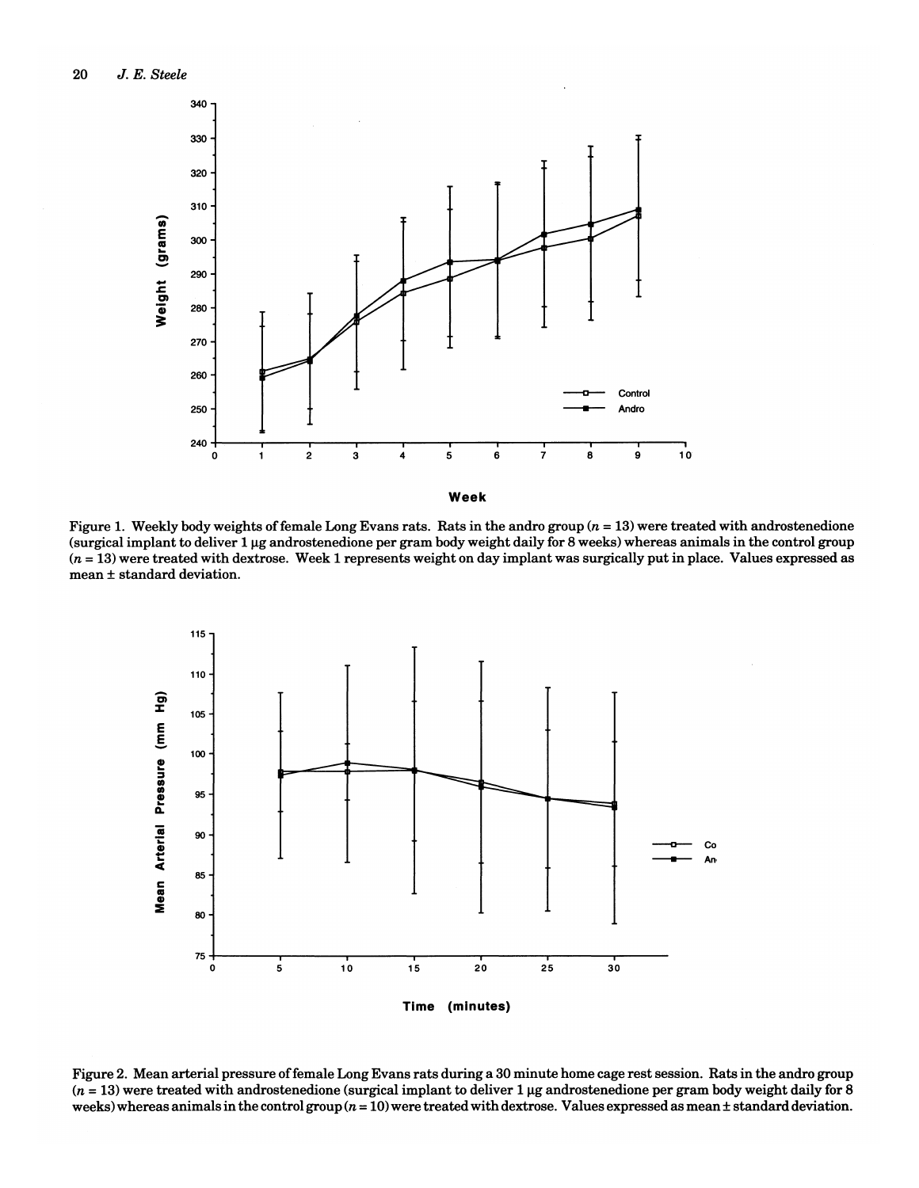Figure 1. Weekly body weights of female Long Evans rats. Rats in the andro group ($n = 13$) were treated with androstenedione (surgical implant to deliver 1 μg androstenedione per gram body weight daily for 8 weeks) whereas animals in the control group ($n = 13$) were treated with dextrose. Week 1 represents weight on day implant was surgically put in place. Values expressed as mean ± standard deviation.

Figure 2. Mean arterial pressure of female Long Evans rats during a 30 minute home cage rest session. Rats in the andro group ($n = 13$) were treated with androstenedione (surgical implant to deliver 1 μg androstenedione per gram body weight daily for 8 weeks) whereas animals in the control group ($n = 10$) were treated with dextrose. Values expressed as mean ± standard deviation.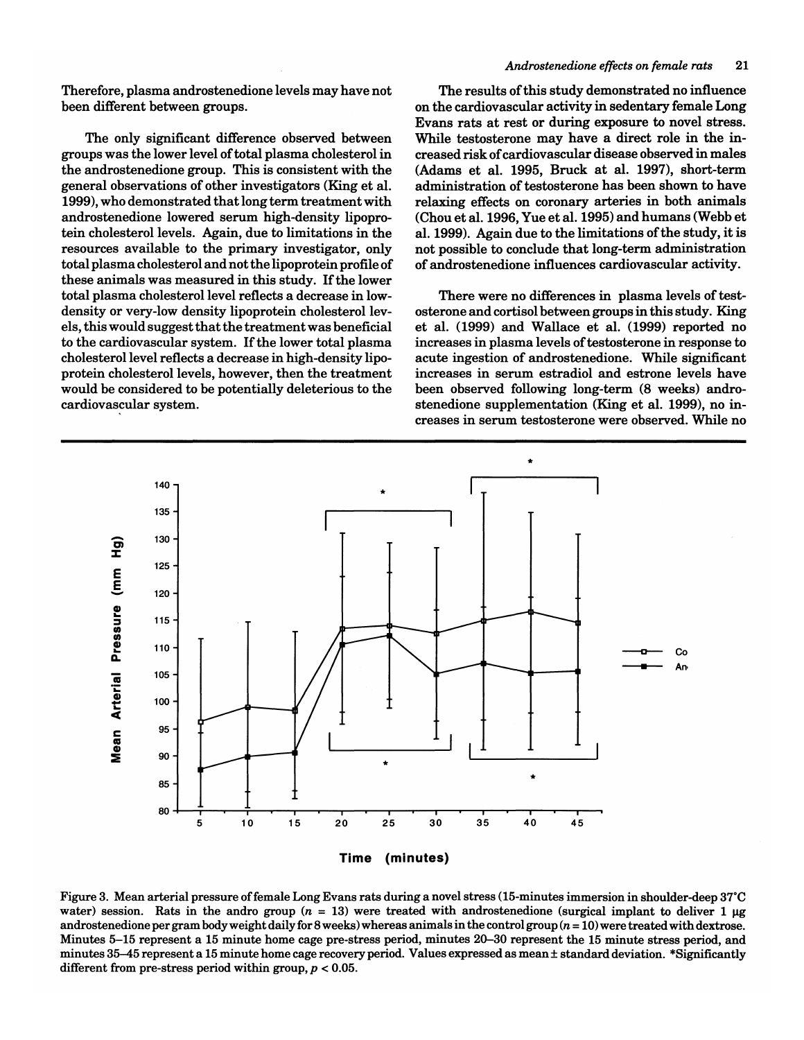Therefore, plasma androstenedione levels may have not been different between groups.

The only significant difference observed between groups was the lower level of total plasma cholesterol in the androstenedione group. This is consistent with the general observations of other investigators (King et al. 1999), who demonstrated that long term treatment with androstenedione lowered serum high-density lipoprotein cholesterol levels. Again, due to limitations in the resources available to the primary investigator, only total plasma cholesterol and not the lipoprotein profile of these animals was measured in this study. If the lower total plasma cholesterol level reflects a decrease in low-density or very-low density lipoprotein cholesterol levels, this would suggest that the treatment was beneficial to the cardiovascular system. If the lower total plasma cholesterol level reflects a decrease in high-density lipoprotein cholesterol levels, however, then the treatment would be considered to be potentially deleterious to the cardiovascular system.

The results of this study demonstrated no influence on the cardiovascular activity in sedentary female Long Evans rats at rest or during exposure to novel stress. While testosterone may have a direct role in the increased risk of cardiovascular disease observed in males (Adams et al. 1995, Bruck at al. 1997), short-term administration of testosterone has been shown to have relaxing effects on coronary arteries in both animals (Chou et al. 1996, Yue et al. 1995) and humans (Webb et al. 1999). Again due to the limitations of the study, it is not possible to conclude that long-term administration of androstenedione influences cardiovascular activity.

There were no differences in plasma levels of testosterone and cortisol between groups in this study. King et al. (1999) and Wallace et al. (1999) reported no increases in plasma levels of testosterone in response to acute ingestion of androstenedione. While significant increases in serum estradiol and estrone levels have been observed following long-term (8 weeks) androstenedione supplementation (King et al. 1999), no increases in serum testosterone were observed. While no

Figure 3. Mean arterial pressure of female Long Evans rats during a novel stress (15-minutes immersion in shoulder-deep 37°C water) session. Rats in the andro group ($n$ = 13) were treated with androstenedione (surgical implant to deliver 1 µg androstenedione per gram body weight daily for 8 weeks) whereas animals in the control group ($n$ = 10) were treated with dextrose. Minutes 5–15 represent a 15 minute home cage pre-stress period, minutes 20–30 represent the 15 minute stress period, and minutes 35–45 represent a 15 minute home cage recovery period. Values expressed as mean ± standard deviation. *Significantly different from pre-stress period within group, $p < 0.05$.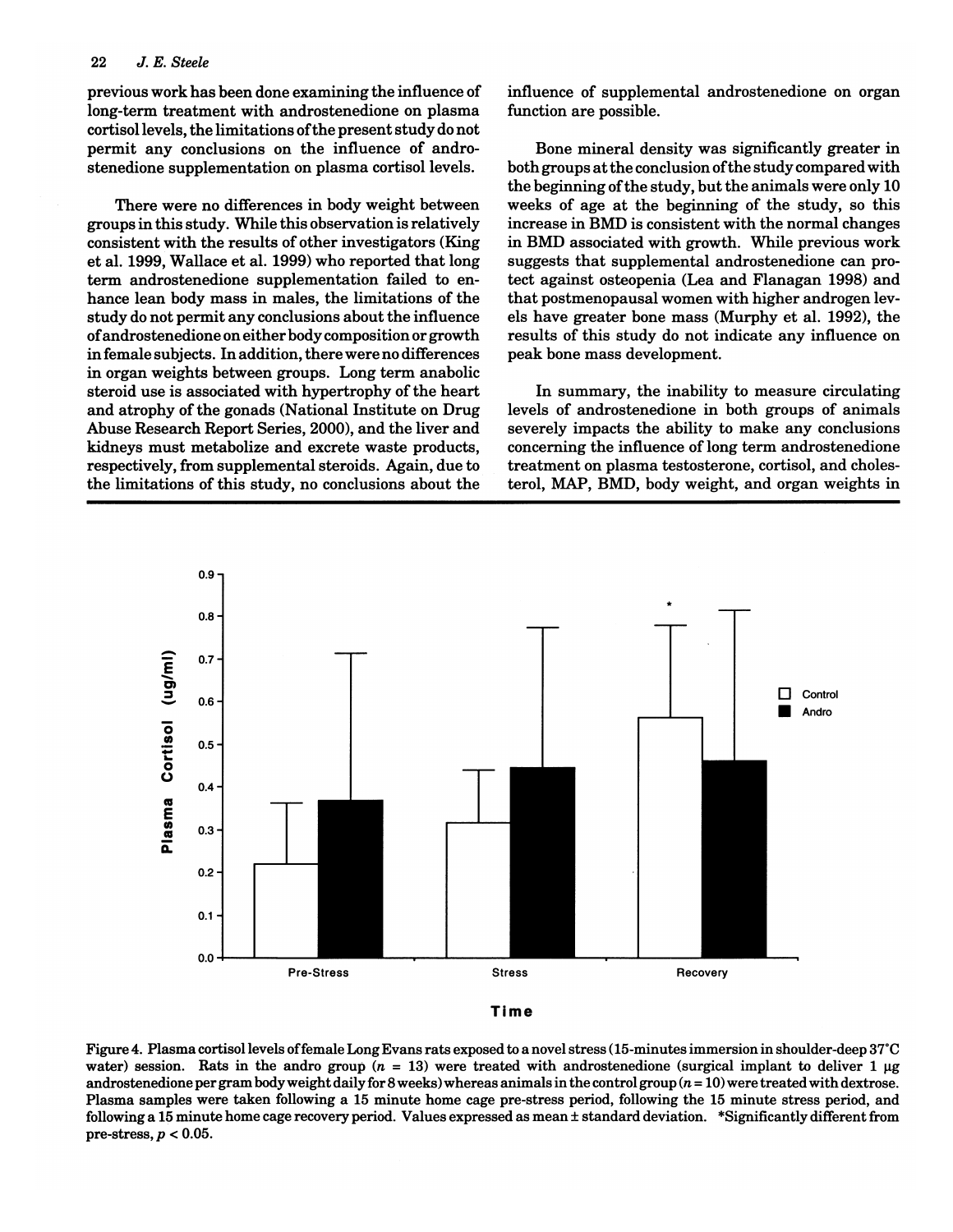previous work has been done examining the influence of long-term treatment with androstenedione on plasma cortisol levels, the limitations of the present study do not permit any conclusions on the influence of androstenedione supplementation on plasma cortisol levels.

There were no differences in body weight between groups in this study. While this observation is relatively consistent with the results of other investigators (King et al. 1999, Wallace et al. 1999) who reported that long term androstenedione supplementation failed to enhance lean body mass in males, the limitations of the study do not permit any conclusions about the influence of androstenedione on either body composition or growth in female subjects. In addition, there were no differences in organ weights between groups. Long term anabolic steroid use is associated with hypertrophy of the heart and atrophy of the gonads (National Institute on Drug Abuse Research Report Series, 2000), and the liver and kidneys must metabolize and excrete waste products, respectively, from supplemental steroids. Again, due to the limitations of this study, no conclusions about the influence of supplemental androstenedione on organ function are possible.

Bone mineral density was significantly greater in both groups at the conclusion of the study compared with the beginning of the study, but the animals were only 10 weeks of age at the beginning of the study, so this increase in BMD is consistent with the normal changes in BMD associated with growth. While previous work suggests that supplemental androstenedione can protect against osteopenia (Lea and Flanagan 1998) and that postmenopausal women with higher androgen levels have greater bone mass (Murphy et al. 1992), the results of this study do not indicate any influence on peak bone mass development.

In summary, the inability to measure circulating levels of androstenedione in both groups of animals severely impacts the ability to make any conclusions concerning the influence of long term androstenedione treatment on plasma testosterone, cortisol, and cholesterol, MAP, BMD, body weight, and organ weights in

Figure 4. Plasma cortisol levels of female Long Evans rats exposed to a novel stress (15-minutes immersion in shoulder-deep 37°C water) session. Rats in the andro group ($n$ = 13) were treated with androstenedione (surgical implant to deliver 1 µg androstenedione per gram body weight daily for 8 weeks) whereas animals in the control group ($n$ = 10) were treated with dextrose. Plasma samples were taken following a 15 minute home cage pre-stress period, following the 15 minute stress period, and following a 15 minute home cage recovery period. Values expressed as mean ± standard deviation. *Significantly different from pre-stress, $p < 0.05$.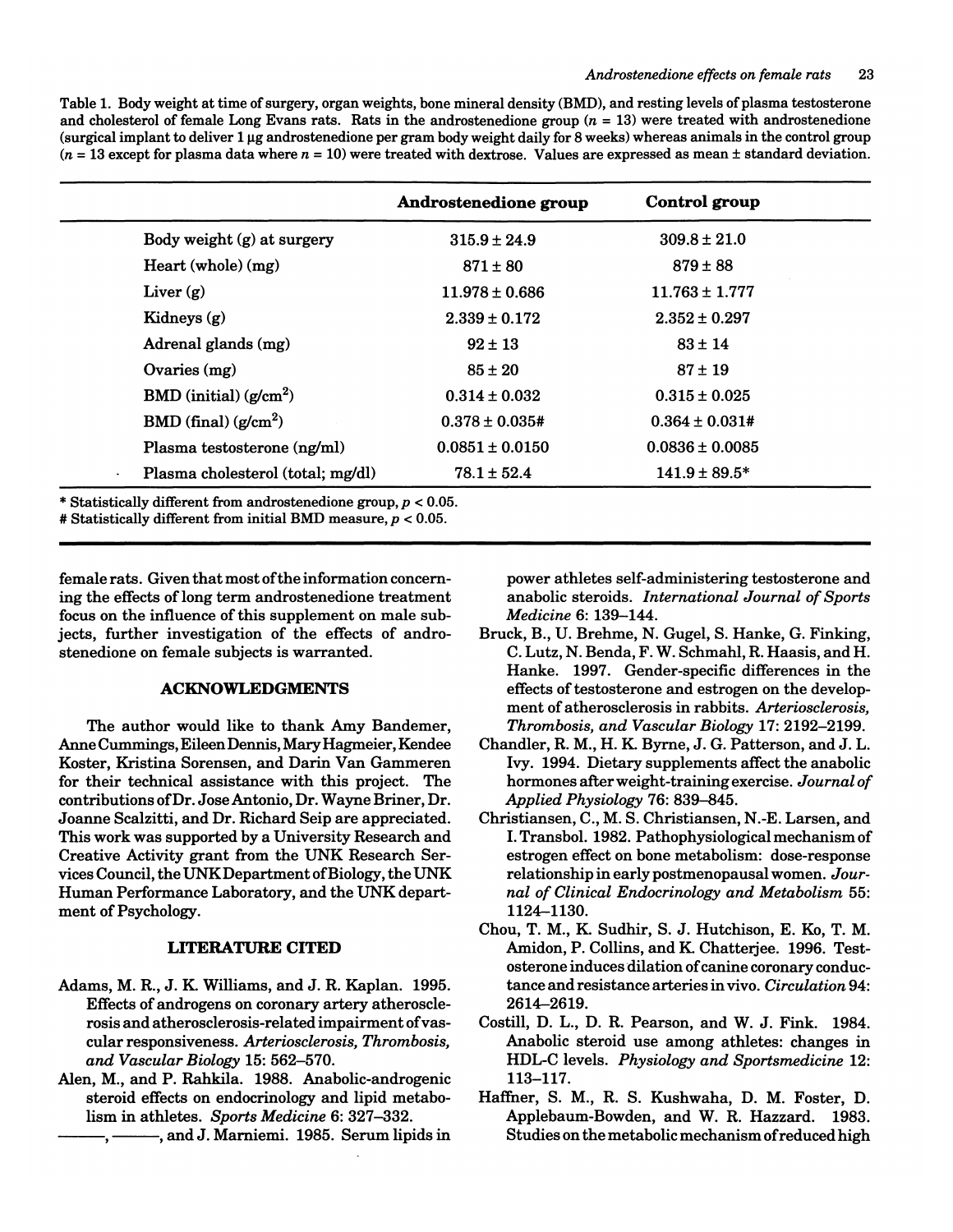Table 1. Body weight at time of surgery, organ weights, bone mineral density (BMD), and resting levels of plasma testosterone and cholesterol of female Long Evans rats. Rats in the androstenedione group ($n = 13$) were treated with androstenedione (surgical implant to deliver 1 µg androstenedione per gram body weight daily for 8 weeks) whereas animals in the control group ($n = 13$ except for plasma data where $n = 10$) were treated with dextrose. Values are expressed as mean ± standard deviation.

| | **Androstenedione group** | **Control group** |
|---|---|---|
| Body weight (g) at surgery | 315.9 ± 24.9 | 309.8 ± 21.0 |
| Heart (whole) (mg) | 871 ± 80 | 879 ± 88 |
| Liver (g) | 11.978 ± 0.686 | 11.763 ± 1.777 |
| Kidneys (g) | 2.339 ± 0.172 | 2.352 ± 0.297 |
| Adrenal glands (mg) | 92 ± 13 | 83 ± 14 |
| Ovaries (mg) | 85 ± 20 | 87 ± 19 |
| BMD (initial) ($g/cm^2$) | 0.314 ± 0.032 | 0.315 ± 0.025 |
| BMD (final) ($g/cm^2$) | 0.378 ± 0.035# | 0.364 ± 0.031# |
| Plasma testosterone (ng/ml) | 0.0851 ± 0.0150 | 0.0836 ± 0.0085 |
| Plasma cholesterol (total; mg/dl) | 78.1 ± 52.4 | 141.9 ± 89.5* |

* Statistically different from androstenedione group, $p < 0.05$.
# Statistically different from initial BMD measure, $p < 0.05$.

female rats. Given that most of the information concerning the effects of long term androstenedione treatment focus on the influence of this supplement on male subjects, further investigation of the effects of androstenedione on female subjects is warranted.

## ACKNOWLEDGMENTS

The author would like to thank Amy Bandemer, Anne Cummings, Eileen Dennis, Mary Hagmeier, Kendee Koster, Kristina Sorensen, and Darin Van Gammeren for their technical assistance with this project. The contributions of Dr. Jose Antonio, Dr. Wayne Briner, Dr. Joanne Scalzitti, and Dr. Richard Seip are appreciated. This work was supported by a University Research and Creative Activity grant from the UNK Research Services Council, the UNK Department of Biology, the UNK Human Performance Laboratory, and the UNK department of Psychology.

## LITERATURE CITED

Adams, M. R., J. K. Williams, and J. R. Kaplan. 1995. Effects of androgens on coronary artery atherosclerosis and atherosclerosis-related impairment of vascular responsiveness. *Arteriosclerosis, Thrombosis, and Vascular Biology* 15: 562–570.

Alen, M., and P. Rahkila. 1988. Anabolic-androgenic steroid effects on endocrinology and lipid metabolism in athletes. *Sports Medicine* 6: 327–332.

———, ———, and J. Marniemi. 1985. Serum lipids in power athletes self-administering testosterone and anabolic steroids. *International Journal of Sports Medicine* 6: 139–144.

Bruck, B., U. Brehme, N. Gugel, S. Hanke, G. Finking, C. Lutz, N. Benda, F. W. Schmahl, R. Haasis, and H. Hanke. 1997. Gender-specific differences in the effects of testosterone and estrogen on the development of atherosclerosis in rabbits. *Arteriosclerosis, Thrombosis, and Vascular Biology* 17: 2192–2199.

Chandler, R. M., H. K. Byrne, J. G. Patterson, and J. L. Ivy. 1994. Dietary supplements affect the anabolic hormones after weight-training exercise. *Journal of Applied Physiology* 76: 839–845.

Christiansen, C., M. S. Christiansen, N.-E. Larsen, and I. Transbol. 1982. Pathophysiological mechanism of estrogen effect on bone metabolism: dose-response relationship in early postmenopausal women. *Journal of Clinical Endocrinology and Metabolism* 55: 1124–1130.

Chou, T. M., K. Sudhir, S. J. Hutchison, E. Ko, T. M. Amidon, P. Collins, and K. Chatterjee. 1996. Testosterone induces dilation of canine coronary conductance and resistance arteries in vivo. *Circulation* 94: 2614–2619.

Costill, D. L., D. R. Pearson, and W. J. Fink. 1984. Anabolic steroid use among athletes: changes in HDL-C levels. *Physiology and Sportsmedicine* 12: 113–117.

Haffner, S. M., R. S. Kushwaha, D. M. Foster, D. Applebaum-Bowden, and W. R. Hazzard. 1983. Studies on the metabolic mechanism of reduced high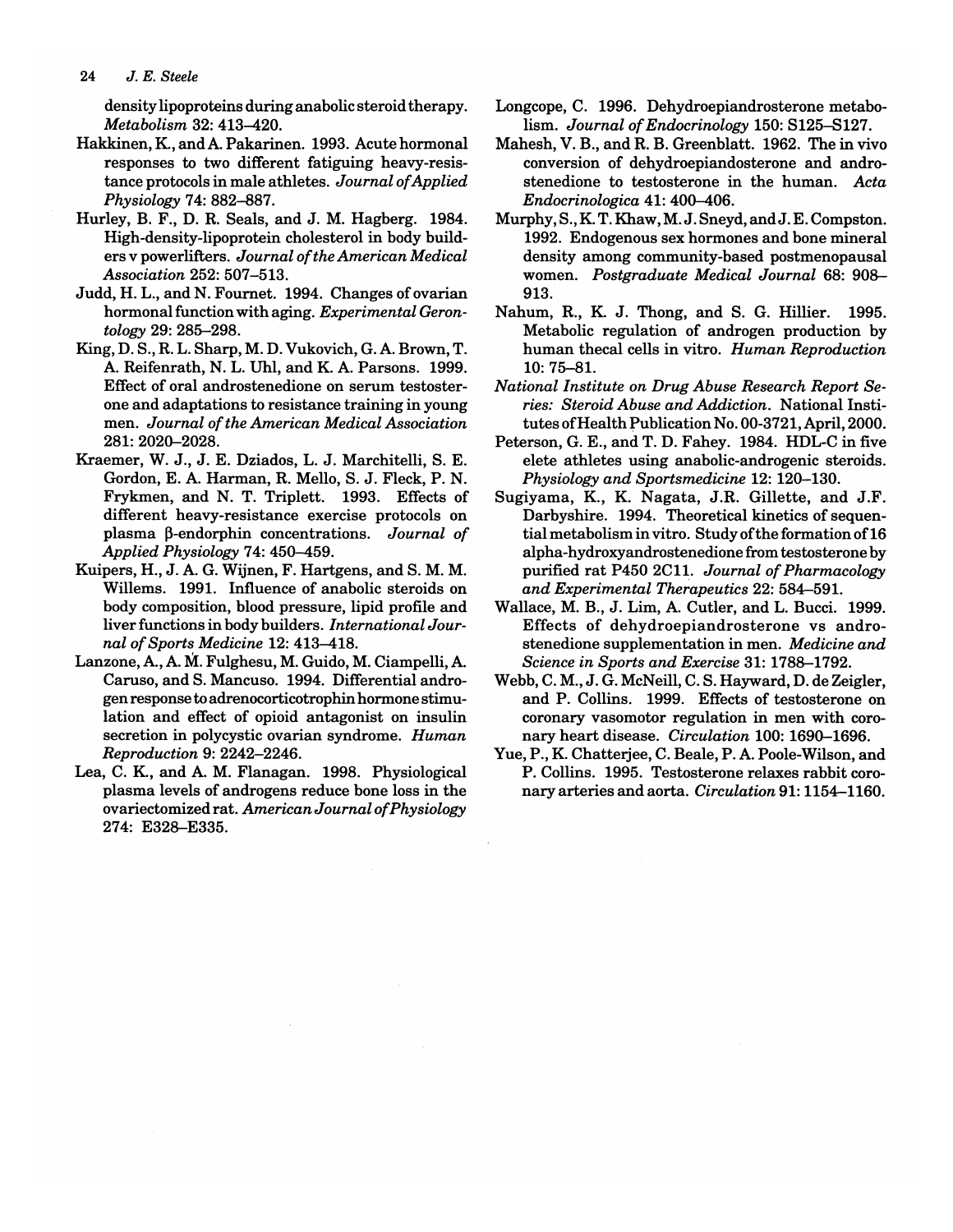density lipoproteins during anabolic steroid therapy. *Metabolism* 32: 413–420.

Hakkinen, K., and A. Pakarinen. 1993. Acute hormonal responses to two different fatiguing heavy-resistance protocols in male athletes. *Journal of Applied Physiology* 74: 882–887.

Hurley, B. F., D. R. Seals, and J. M. Hagberg. 1984. High-density-lipoprotein cholesterol in body builders v powerlifters. *Journal of the American Medical Association* 252: 507–513.

Judd, H. L., and N. Fournet. 1994. Changes of ovarian hormonal function with aging. *Experimental Gerontology* 29: 285–298.

King, D. S., R. L. Sharp, M. D. Vukovich, G. A. Brown, T. A. Reifenrath, N. L. Uhl, and K. A. Parsons. 1999. Effect of oral androstenedione on serum testosterone and adaptations to resistance training in young men. *Journal of the American Medical Association* 281: 2020–2028.

Kraemer, W. J., J. E. Dziados, L. J. Marchitelli, S. E. Gordon, E. A. Harman, R. Mello, S. J. Fleck, P. N. Frykmen, and N. T. Triplett. 1993. Effects of different heavy-resistance exercise protocols on plasma β-endorphin concentrations. *Journal of Applied Physiology* 74: 450–459.

Kuipers, H., J. A. G. Wijnen, F. Hartgens, and S. M. M. Willems. 1991. Influence of anabolic steroids on body composition, blood pressure, lipid profile and liver functions in body builders. *International Journal of Sports Medicine* 12: 413–418.

Lanzone, A., A. M. Fulghesu, M. Guido, M. Ciampelli, A. Caruso, and S. Mancuso. 1994. Differential androgen response to adrenocorticotrophin hormone stimulation and effect of opioid antagonist on insulin secretion in polycystic ovarian syndrome. *Human Reproduction* 9: 2242–2246.

Lea, C. K., and A. M. Flanagan. 1998. Physiological plasma levels of androgens reduce bone loss in the ovariectomized rat. *American Journal of Physiology* 274: E328–E335.

Longcope, C. 1996. Dehydroepiandrosterone metabolism. *Journal of Endocrinology* 150: S125–S127.

Mahesh, V. B., and R. B. Greenblatt. 1962. The in vivo conversion of dehydroepiandosterone and androstenedione to testosterone in the human. *Acta Endocrinologica* 41: 400–406.

Murphy, S., K. T. Khaw, M. J. Sneyd, and J. E. Compston. 1992. Endogenous sex hormones and bone mineral density among community-based postmenopausal women. *Postgraduate Medical Journal* 68: 908–913.

Nahum, R., K. J. Thong, and S. G. Hillier. 1995. Metabolic regulation of androgen production by human thecal cells in vitro. *Human Reproduction* 10: 75–81.

*National Institute on Drug Abuse Research Report Series: Steroid Abuse and Addiction*. National Institutes of Health Publication No. 00-3721, April, 2000.

Peterson, G. E., and T. D. Fahey. 1984. HDL-C in five elete athletes using anabolic-androgenic steroids. *Physiology and Sportsmedicine* 12: 120–130.

Sugiyama, K., K. Nagata, J.R. Gillette, and J.F. Darbyshire. 1994. Theoretical kinetics of sequential metabolism in vitro. Study of the formation of 16 alpha-hydroxyandrostenedione from testosterone by purified rat P450 2C11. *Journal of Pharmacology and Experimental Therapeutics* 22: 584–591.

Wallace, M. B., J. Lim, A. Cutler, and L. Bucci. 1999. Effects of dehydroepiandrosterone vs androstenedione supplementation in men. *Medicine and Science in Sports and Exercise* 31: 1788–1792.

Webb, C. M., J. G. McNeill, C. S. Hayward, D. de Zeigler, and P. Collins. 1999. Effects of testosterone on coronary vasomotor regulation in men with coronary heart disease. *Circulation* 100: 1690–1696.

Yue, P., K. Chatterjee, C. Beale, P. A. Poole-Wilson, and P. Collins. 1995. Testosterone relaxes rabbit coronary arteries and aorta. *Circulation* 91: 1154–1160.